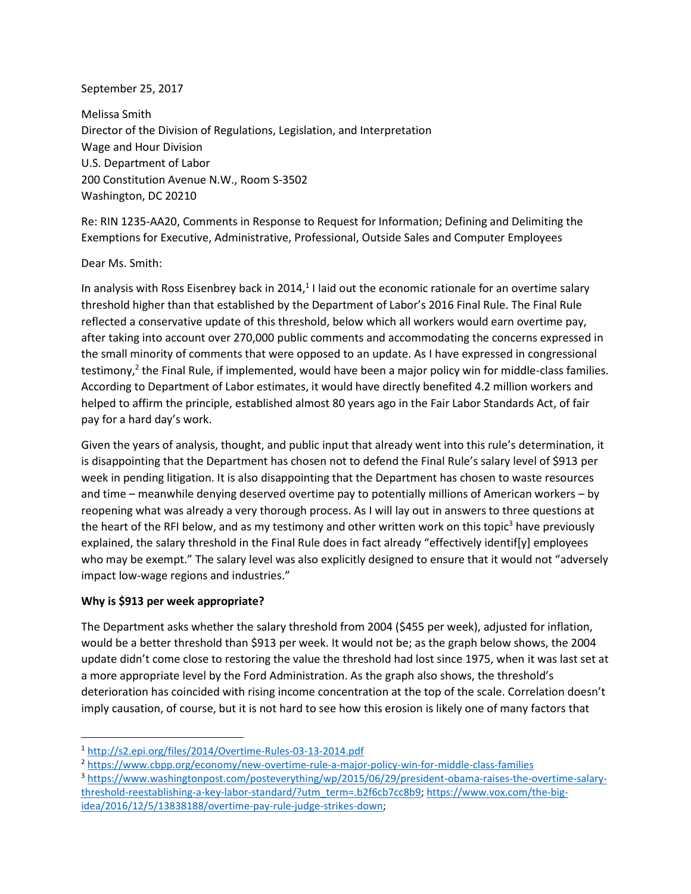September 25, 2017

Melissa Smith
Director of the Division of Regulations, Legislation, and Interpretation
Wage and Hour Division
U.S. Department of Labor
200 Constitution Avenue N.W., Room S-3502
Washington, DC 20210

Re: RIN 1235-AA20, Comments in Response to Request for Information; Defining and Delimiting the Exemptions for Executive, Administrative, Professional, Outside Sales and Computer Employees

Dear Ms. Smith:

In analysis with Ross Eisenbrey back in 2014,[1] I laid out the economic rationale for an overtime salary threshold higher than that established by the Department of Labor's 2016 Final Rule. The Final Rule reflected a conservative update of this threshold, below which all workers would earn overtime pay, after taking into account over 270,000 public comments and accommodating the concerns expressed in the small minority of comments that were opposed to an update. As I have expressed in congressional testimony,[2] the Final Rule, if implemented, would have been a major policy win for middle-class families. According to Department of Labor estimates, it would have directly benefited 4.2 million workers and helped to affirm the principle, established almost 80 years ago in the Fair Labor Standards Act, of fair pay for a hard day's work.

Given the years of analysis, thought, and public input that already went into this rule's determination, it is disappointing that the Department has chosen not to defend the Final Rule's salary level of $913 per week in pending litigation. It is also disappointing that the Department has chosen to waste resources and time – meanwhile denying deserved overtime pay to potentially millions of American workers – by reopening what was already a very thorough process. As I will lay out in answers to three questions at the heart of the RFI below, and as my testimony and other written work on this topic[3] have previously explained, the salary threshold in the Final Rule does in fact already "effectively identif[y] employees who may be exempt." The salary level was also explicitly designed to ensure that it would not "adversely impact low-wage regions and industries."

**Why is $913 per week appropriate?**

The Department asks whether the salary threshold from 2004 ($455 per week), adjusted for inflation, would be a better threshold than $913 per week. It would not be; as the graph below shows, the 2004 update didn't come close to restoring the value the threshold had lost since 1975, when it was last set at a more appropriate level by the Ford Administration. As the graph also shows, the threshold's deterioration has coincided with rising income concentration at the top of the scale. Correlation doesn't imply causation, of course, but it is not hard to see how this erosion is likely one of many factors that

---

[1] http://s2.epi.org/files/2014/Overtime-Rules-03-13-2014.pdf

[2] https://www.cbpp.org/economy/new-overtime-rule-a-major-policy-win-for-middle-class-families

[3] https://www.washingtonpost.com/posteverything/wp/2015/06/29/president-obama-raises-the-overtime-salary-threshold-reestablishing-a-key-labor-standard/?utm_term=.b2f6cb7cc8b9; https://www.vox.com/the-big-idea/2016/12/5/13838188/overtime-pay-rule-judge-strikes-down;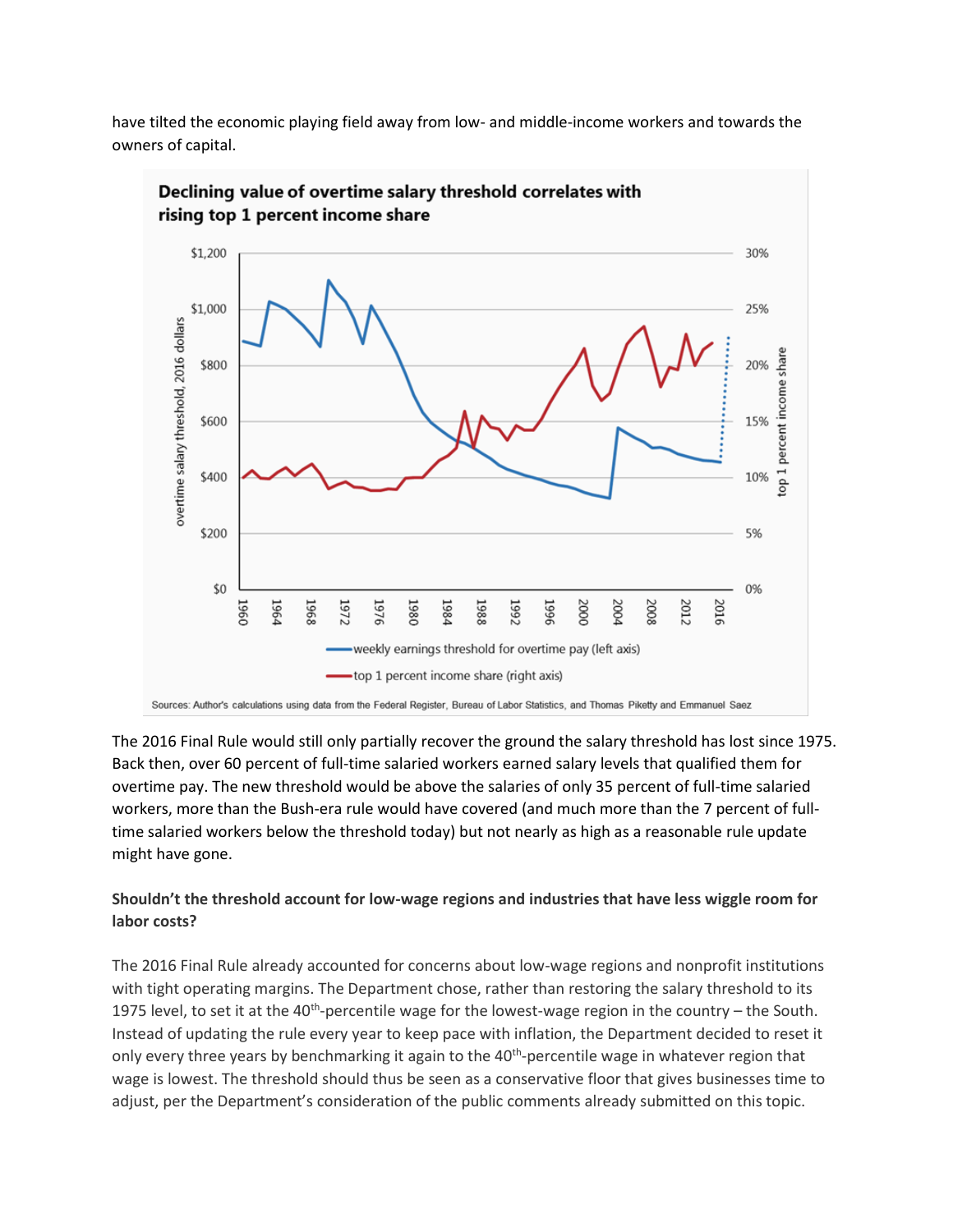have tilted the economic playing field away from low- and middle-income workers and towards the owners of capital.

**Declining value of overtime salary threshold correlates with rising top 1 percent income share**

Sources: Author's calculations using data from the Federal Register, Bureau of Labor Statistics, and Thomas Piketty and Emmanuel Saez

The 2016 Final Rule would still only partially recover the ground the salary threshold has lost since 1975. Back then, over 60 percent of full-time salaried workers earned salary levels that qualified them for overtime pay. The new threshold would be above the salaries of only 35 percent of full-time salaried workers, more than the Bush-era rule would have covered (and much more than the 7 percent of full-time salaried workers below the threshold today) but not nearly as high as a reasonable rule update might have gone.

**Shouldn't the threshold account for low-wage regions and industries that have less wiggle room for labor costs?**

The 2016 Final Rule already accounted for concerns about low-wage regions and nonprofit institutions with tight operating margins. The Department chose, rather than restoring the salary threshold to its 1975 level, to set it at the 40th-percentile wage for the lowest-wage region in the country – the South. Instead of updating the rule every year to keep pace with inflation, the Department decided to reset it only every three years by benchmarking it again to the 40th-percentile wage in whatever region that wage is lowest. The threshold should thus be seen as a conservative floor that gives businesses time to adjust, per the Department's consideration of the public comments already submitted on this topic.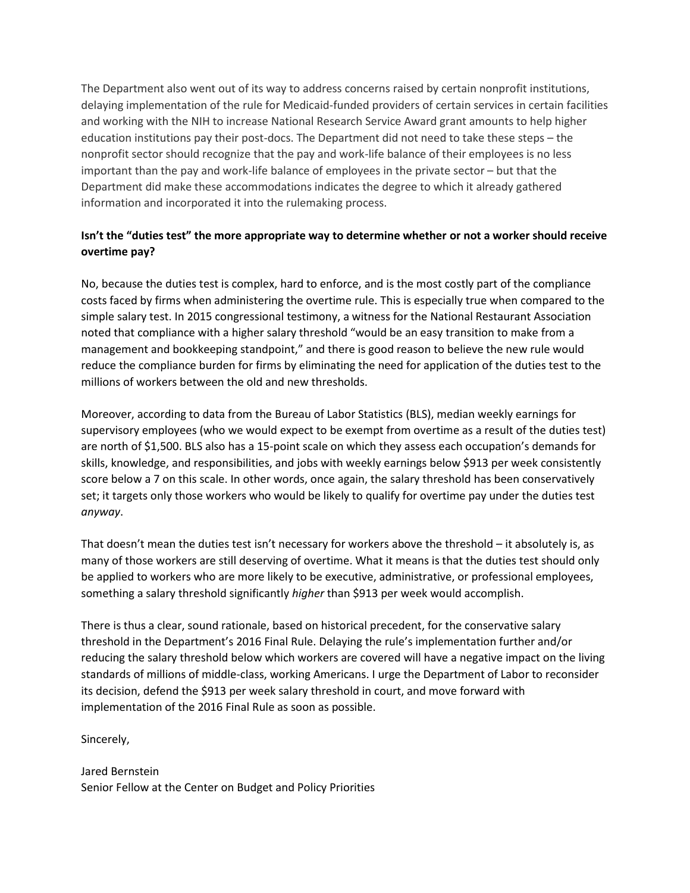The Department also went out of its way to address concerns raised by certain nonprofit institutions, delaying implementation of the rule for Medicaid-funded providers of certain services in certain facilities and working with the NIH to increase National Research Service Award grant amounts to help higher education institutions pay their post-docs. The Department did not need to take these steps – the nonprofit sector should recognize that the pay and work-life balance of their employees is no less important than the pay and work-life balance of employees in the private sector – but that the Department did make these accommodations indicates the degree to which it already gathered information and incorporated it into the rulemaking process.

**Isn't the "duties test" the more appropriate way to determine whether or not a worker should receive overtime pay?**

No, because the duties test is complex, hard to enforce, and is the most costly part of the compliance costs faced by firms when administering the overtime rule. This is especially true when compared to the simple salary test. In 2015 congressional testimony, a witness for the National Restaurant Association noted that compliance with a higher salary threshold "would be an easy transition to make from a management and bookkeeping standpoint," and there is good reason to believe the new rule would reduce the compliance burden for firms by eliminating the need for application of the duties test to the millions of workers between the old and new thresholds.

Moreover, according to data from the Bureau of Labor Statistics (BLS), median weekly earnings for supervisory employees (who we would expect to be exempt from overtime as a result of the duties test) are north of $1,500. BLS also has a 15-point scale on which they assess each occupation's demands for skills, knowledge, and responsibilities, and jobs with weekly earnings below $913 per week consistently score below a 7 on this scale. In other words, once again, the salary threshold has been conservatively set; it targets only those workers who would be likely to qualify for overtime pay under the duties test *anyway*.

That doesn't mean the duties test isn't necessary for workers above the threshold – it absolutely is, as many of those workers are still deserving of overtime. What it means is that the duties test should only be applied to workers who are more likely to be executive, administrative, or professional employees, something a salary threshold significantly *higher* than $913 per week would accomplish.

There is thus a clear, sound rationale, based on historical precedent, for the conservative salary threshold in the Department's 2016 Final Rule. Delaying the rule's implementation further and/or reducing the salary threshold below which workers are covered will have a negative impact on the living standards of millions of middle-class, working Americans. I urge the Department of Labor to reconsider its decision, defend the $913 per week salary threshold in court, and move forward with implementation of the 2016 Final Rule as soon as possible.

Sincerely,

Jared Bernstein
Senior Fellow at the Center on Budget and Policy Priorities